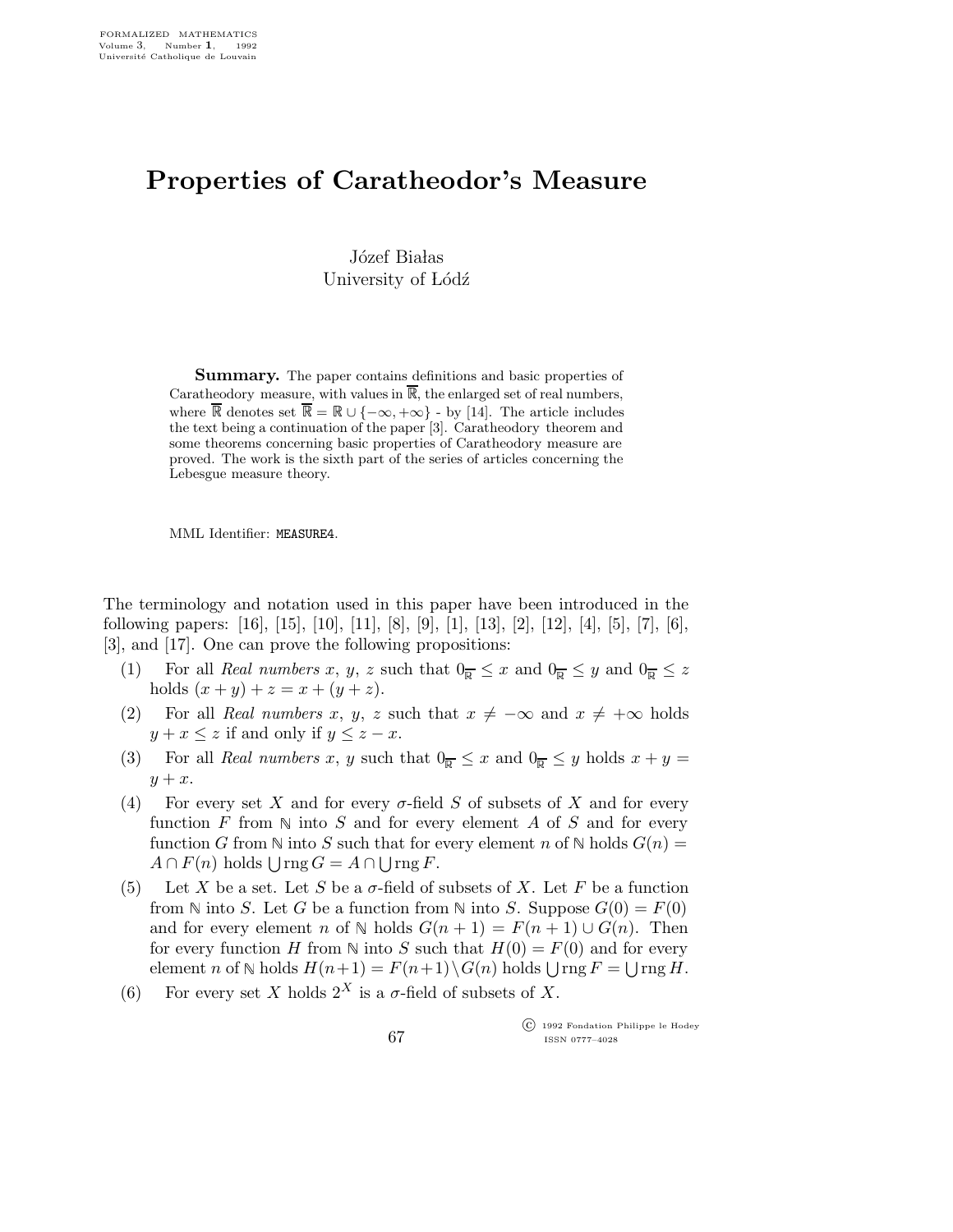# Properties of Caratheodor's Measure

Józef Białas
University of Łódź

**Summary.** The paper contains definitions and basic properties of Caratheodory measure, with values in $\overline{\mathbb{R}}$, the enlarged set of real numbers, where $\overline{\mathbb{R}}$ denotes set $\overline{\mathbb{R}} = \mathbb{R} \cup \{-\infty, +\infty\}$ - by [14]. The article includes the text being a continuation of the paper [3]. Caratheodory theorem and some theorems concerning basic properties of Caratheodory measure are proved. The work is the sixth part of the series of articles concerning the Lebesgue measure theory.

MML Identifier: MEASURE4.

The terminology and notation used in this paper have been introduced in the following papers: [16], [15], [10], [11], [8], [9], [1], [13], [2], [12], [4], [5], [7], [6], [3], and [17]. One can prove the following propositions:

(1) For all *Real numbers* $x$, $y$, $z$ such that $0_{\overline{\mathbb{R}}} \leq x$ and $0_{\overline{\mathbb{R}}} \leq y$ and $0_{\overline{\mathbb{R}}} \leq z$ holds $(x + y) + z = x + (y + z)$.

(2) For all *Real numbers* $x$, $y$, $z$ such that $x \neq -\infty$ and $x \neq +\infty$ holds $y + x \leq z$ if and only if $y \leq z - x$.

(3) For all *Real numbers* $x$, $y$ such that $0_{\overline{\mathbb{R}}} \leq x$ and $0_{\overline{\mathbb{R}}} \leq y$ holds $x + y = y + x$.

(4) For every set $X$ and for every $\sigma$-field $S$ of subsets of $X$ and for every function $F$ from $\mathbb{N}$ into $S$ and for every element $A$ of $S$ and for every function $G$ from $\mathbb{N}$ into $S$ such that for every element $n$ of $\mathbb{N}$ holds $G(n) = A \cap F(n)$ holds $\bigcup \operatorname{rng} G = A \cap \bigcup \operatorname{rng} F$.

(5) Let $X$ be a set. Let $S$ be a $\sigma$-field of subsets of $X$. Let $F$ be a function from $\mathbb{N}$ into $S$. Let $G$ be a function from $\mathbb{N}$ into $S$. Suppose $G(0) = F(0)$ and for every element $n$ of $\mathbb{N}$ holds $G(n + 1) = F(n + 1) \cup G(n)$. Then for every function $H$ from $\mathbb{N}$ into $S$ such that $H(0) = F(0)$ and for every element $n$ of $\mathbb{N}$ holds $H(n+1) = F(n+1) \setminus G(n)$ holds $\bigcup \operatorname{rng} F = \bigcup \operatorname{rng} H$.

(6) For every set $X$ holds $2^X$ is a $\sigma$-field of subsets of $X$.

© 1992 Fondation Philippe le Hodey
ISSN 0777–4028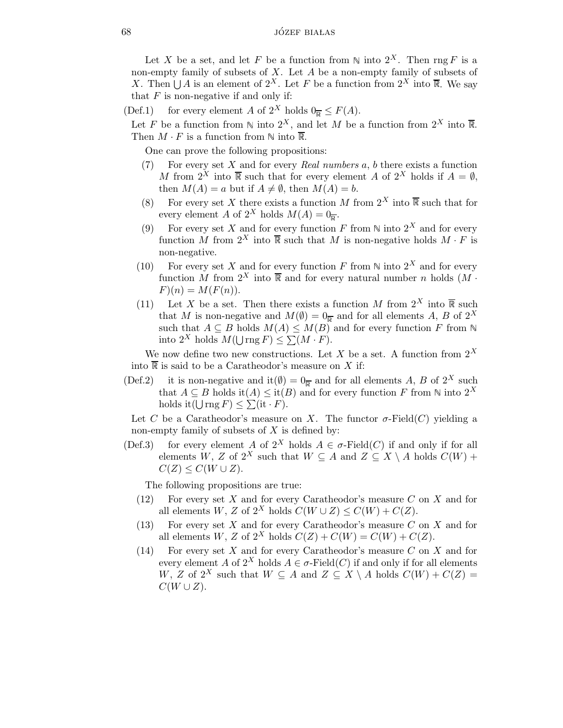Let $X$ be a set, and let $F$ be a function from $\mathbb{N}$ into $2^X$. Then $\operatorname{rng} F$ is a non-empty family of subsets of $X$. Let $A$ be a non-empty family of subsets of $X$. Then $\bigcup A$ is an element of $2^X$. Let $F$ be a function from $2^X$ into $\overline{\mathbb{R}}$. We say that $F$ is non-negative if and only if:

(Def.1) for every element $A$ of $2^X$ holds $0_{\overline{\mathbb{R}}} \leq F(A)$.

Let $F$ be a function from $\mathbb{N}$ into $2^X$, and let $M$ be a function from $2^X$ into $\overline{\mathbb{R}}$. Then $M \cdot F$ is a function from $\mathbb{N}$ into $\overline{\mathbb{R}}$.

One can prove the following propositions:

(7) For every set $X$ and for every *Real numbers* $a$, $b$ there exists a function $M$ from $2^X$ into $\overline{\mathbb{R}}$ such that for every element $A$ of $2^X$ holds if $A = \emptyset$, then $M(A) = a$ but if $A \neq \emptyset$, then $M(A) = b$.

(8) For every set $X$ there exists a function $M$ from $2^X$ into $\overline{\mathbb{R}}$ such that for every element $A$ of $2^X$ holds $M(A) = 0_{\overline{\mathbb{R}}}$.

(9) For every set $X$ and for every function $F$ from $\mathbb{N}$ into $2^X$ and for every function $M$ from $2^X$ into $\overline{\mathbb{R}}$ such that $M$ is non-negative holds $M \cdot F$ is non-negative.

(10) For every set $X$ and for every function $F$ from $\mathbb{N}$ into $2^X$ and for every function $M$ from $2^X$ into $\overline{\mathbb{R}}$ and for every natural number $n$ holds $(M \cdot F)(n) = M(F(n))$.

(11) Let $X$ be a set. Then there exists a function $M$ from $2^X$ into $\overline{\mathbb{R}}$ such that $M$ is non-negative and $M(\emptyset) = 0_{\overline{\mathbb{R}}}$ and for all elements $A$, $B$ of $2^X$ such that $A \subseteq B$ holds $M(A) \leq M(B)$ and for every function $F$ from $\mathbb{N}$ into $2^X$ holds $M(\bigcup \operatorname{rng} F) \leq \sum(M \cdot F)$.

We now define two new constructions. Let $X$ be a set. A function from $2^X$ into $\overline{\mathbb{R}}$ is said to be a Caratheodor's measure on $X$ if:

(Def.2) it is non-negative and $\mathrm{it}(\emptyset) = 0_{\overline{\mathbb{R}}}$ and for all elements $A$, $B$ of $2^X$ such that $A \subseteq B$ holds $\mathrm{it}(A) \leq \mathrm{it}(B)$ and for every function $F$ from $\mathbb{N}$ into $2^X$ holds $\mathrm{it}(\bigcup \operatorname{rng} F) \leq \sum(\mathrm{it} \cdot F)$.

Let $C$ be a Caratheodor's measure on $X$. The functor $\sigma$-Field$(C)$ yielding a non-empty family of subsets of $X$ is defined by:

(Def.3) for every element $A$ of $2^X$ holds $A \in \sigma$-Field$(C)$ if and only if for all elements $W$, $Z$ of $2^X$ such that $W \subseteq A$ and $Z \subseteq X \setminus A$ holds $C(W) + C(Z) \leq C(W \cup Z)$.

The following propositions are true:

(12) For every set $X$ and for every Caratheodor's measure $C$ on $X$ and for all elements $W$, $Z$ of $2^X$ holds $C(W \cup Z) \leq C(W) + C(Z)$.

(13) For every set $X$ and for every Caratheodor's measure $C$ on $X$ and for all elements $W$, $Z$ of $2^X$ holds $C(Z) + C(W) = C(W) + C(Z)$.

(14) For every set $X$ and for every Caratheodor's measure $C$ on $X$ and for every element $A$ of $2^X$ holds $A \in \sigma$-Field$(C)$ if and only if for all elements $W$, $Z$ of $2^X$ such that $W \subseteq A$ and $Z \subseteq X \setminus A$ holds $C(W) + C(Z) = C(W \cup Z)$.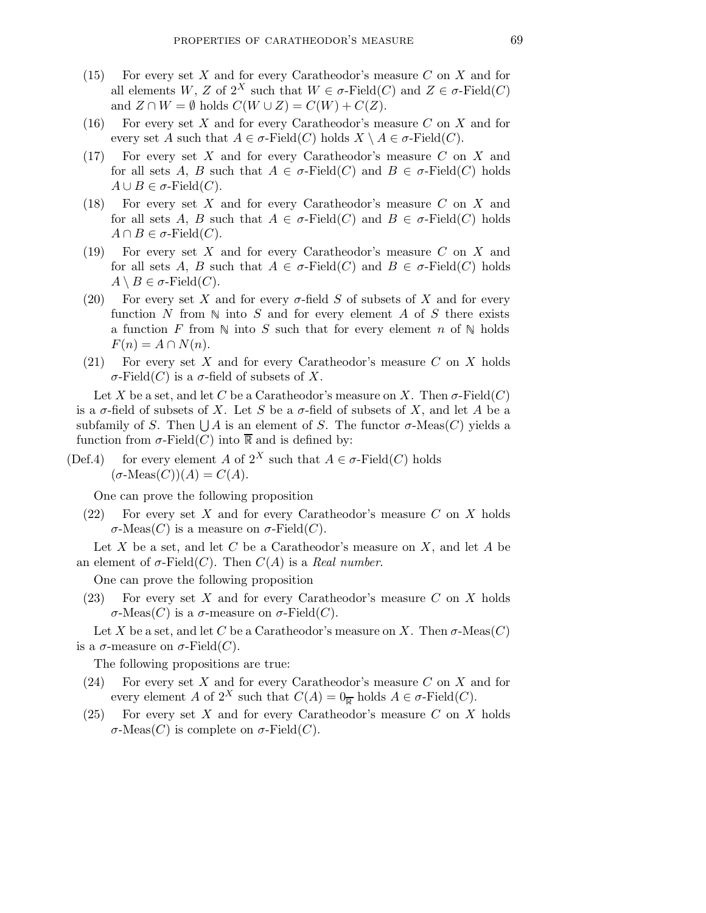(15) For every set $X$ and for every Caratheodor's measure $C$ on $X$ and for all elements $W$, $Z$ of $2^X$ such that $W \in \sigma\text{-Field}(C)$ and $Z \in \sigma\text{-Field}(C)$ and $Z \cap W = \emptyset$ holds $C(W \cup Z) = C(W) + C(Z)$.

(16) For every set $X$ and for every Caratheodor's measure $C$ on $X$ and for every set $A$ such that $A \in \sigma\text{-Field}(C)$ holds $X \setminus A \in \sigma\text{-Field}(C)$.

(17) For every set $X$ and for every Caratheodor's measure $C$ on $X$ and for all sets $A$, $B$ such that $A \in \sigma\text{-Field}(C)$ and $B \in \sigma\text{-Field}(C)$ holds $A \cup B \in \sigma\text{-Field}(C)$.

(18) For every set $X$ and for every Caratheodor's measure $C$ on $X$ and for all sets $A$, $B$ such that $A \in \sigma\text{-Field}(C)$ and $B \in \sigma\text{-Field}(C)$ holds $A \cap B \in \sigma\text{-Field}(C)$.

(19) For every set $X$ and for every Caratheodor's measure $C$ on $X$ and for all sets $A$, $B$ such that $A \in \sigma\text{-Field}(C)$ and $B \in \sigma\text{-Field}(C)$ holds $A \setminus B \in \sigma\text{-Field}(C)$.

(20) For every set $X$ and for every $\sigma$-field $S$ of subsets of $X$ and for every function $N$ from $\mathbb{N}$ into $S$ and for every element $A$ of $S$ there exists a function $F$ from $\mathbb{N}$ into $S$ such that for every element $n$ of $\mathbb{N}$ holds $F(n) = A \cap N(n)$.

(21) For every set $X$ and for every Caratheodor's measure $C$ on $X$ holds $\sigma\text{-Field}(C)$ is a $\sigma$-field of subsets of $X$.

Let $X$ be a set, and let $C$ be a Caratheodor's measure on $X$. Then $\sigma\text{-Field}(C)$ is a $\sigma$-field of subsets of $X$. Let $S$ be a $\sigma$-field of subsets of $X$, and let $A$ be a subfamily of $S$. Then $\bigcup A$ is an element of $S$. The functor $\sigma\text{-Meas}(C)$ yields a function from $\sigma\text{-Field}(C)$ into $\overline{\mathbb{R}}$ and is defined by:

(Def.4) for every element $A$ of $2^X$ such that $A \in \sigma\text{-Field}(C)$ holds $(\sigma\text{-Meas}(C))(A) = C(A)$.

One can prove the following proposition

(22) For every set $X$ and for every Caratheodor's measure $C$ on $X$ holds $\sigma\text{-Meas}(C)$ is a measure on $\sigma\text{-Field}(C)$.

Let $X$ be a set, and let $C$ be a Caratheodor's measure on $X$, and let $A$ be an element of $\sigma\text{-Field}(C)$. Then $C(A)$ is a *Real number*.

One can prove the following proposition

(23) For every set $X$ and for every Caratheodor's measure $C$ on $X$ holds $\sigma\text{-Meas}(C)$ is a $\sigma$-measure on $\sigma\text{-Field}(C)$.

Let $X$ be a set, and let $C$ be a Caratheodor's measure on $X$. Then $\sigma\text{-Meas}(C)$ is a $\sigma$-measure on $\sigma\text{-Field}(C)$.

The following propositions are true:

(24) For every set $X$ and for every Caratheodor's measure $C$ on $X$ and for every element $A$ of $2^X$ such that $C(A) = 0_{\overline{\mathbb{R}}}$ holds $A \in \sigma\text{-Field}(C)$.

(25) For every set $X$ and for every Caratheodor's measure $C$ on $X$ holds $\sigma\text{-Meas}(C)$ is complete on $\sigma\text{-Field}(C)$.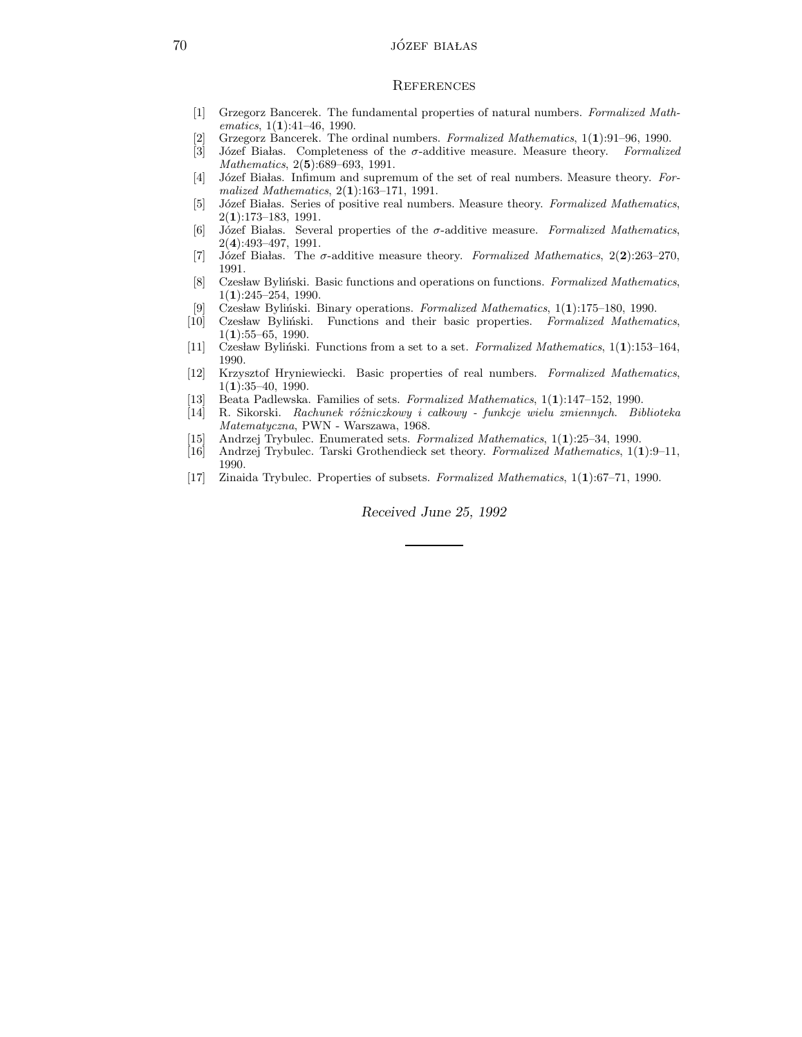## References

[1] Grzegorz Bancerek. The fundamental properties of natural numbers. *Formalized Mathematics*, 1(**1**):41–46, 1990.

[2] Grzegorz Bancerek. The ordinal numbers. *Formalized Mathematics*, 1(**1**):91–96, 1990.

[3] Józef Białas. Completeness of the $\sigma$-additive measure. Measure theory. *Formalized Mathematics*, 2(**5**):689–693, 1991.

[4] Józef Białas. Infimum and supremum of the set of real numbers. Measure theory. *Formalized Mathematics*, 2(**1**):163–171, 1991.

[5] Józef Białas. Series of positive real numbers. Measure theory. *Formalized Mathematics*, 2(**1**):173–183, 1991.

[6] Józef Białas. Several properties of the $\sigma$-additive measure. *Formalized Mathematics*, 2(**4**):493–497, 1991.

[7] Józef Białas. The $\sigma$-additive measure theory. *Formalized Mathematics*, 2(**2**):263–270, 1991.

[8] Czesław Byliński. Basic functions and operations on functions. *Formalized Mathematics*, 1(**1**):245–254, 1990.

[9] Czesław Byliński. Binary operations. *Formalized Mathematics*, 1(**1**):175–180, 1990.

[10] Czesław Byliński. Functions and their basic properties. *Formalized Mathematics*, 1(**1**):55–65, 1990.

[11] Czesław Byliński. Functions from a set to a set. *Formalized Mathematics*, 1(**1**):153–164, 1990.

[12] Krzysztof Hryniewiecki. Basic properties of real numbers. *Formalized Mathematics*, 1(**1**):35–40, 1990.

[13] Beata Padlewska. Families of sets. *Formalized Mathematics*, 1(**1**):147–152, 1990.

[14] R. Sikorski. *Rachunek różniczkowy i całkowy - funkcje wielu zmiennych. Biblioteka Matematyczna*, PWN - Warszawa, 1968.

[15] Andrzej Trybulec. Enumerated sets. *Formalized Mathematics*, 1(**1**):25–34, 1990.

[16] Andrzej Trybulec. Tarski Grothendieck set theory. *Formalized Mathematics*, 1(**1**):9–11, 1990.

[17] Zinaida Trybulec. Properties of subsets. *Formalized Mathematics*, 1(**1**):67–71, 1990.

*Received June 25, 1992*